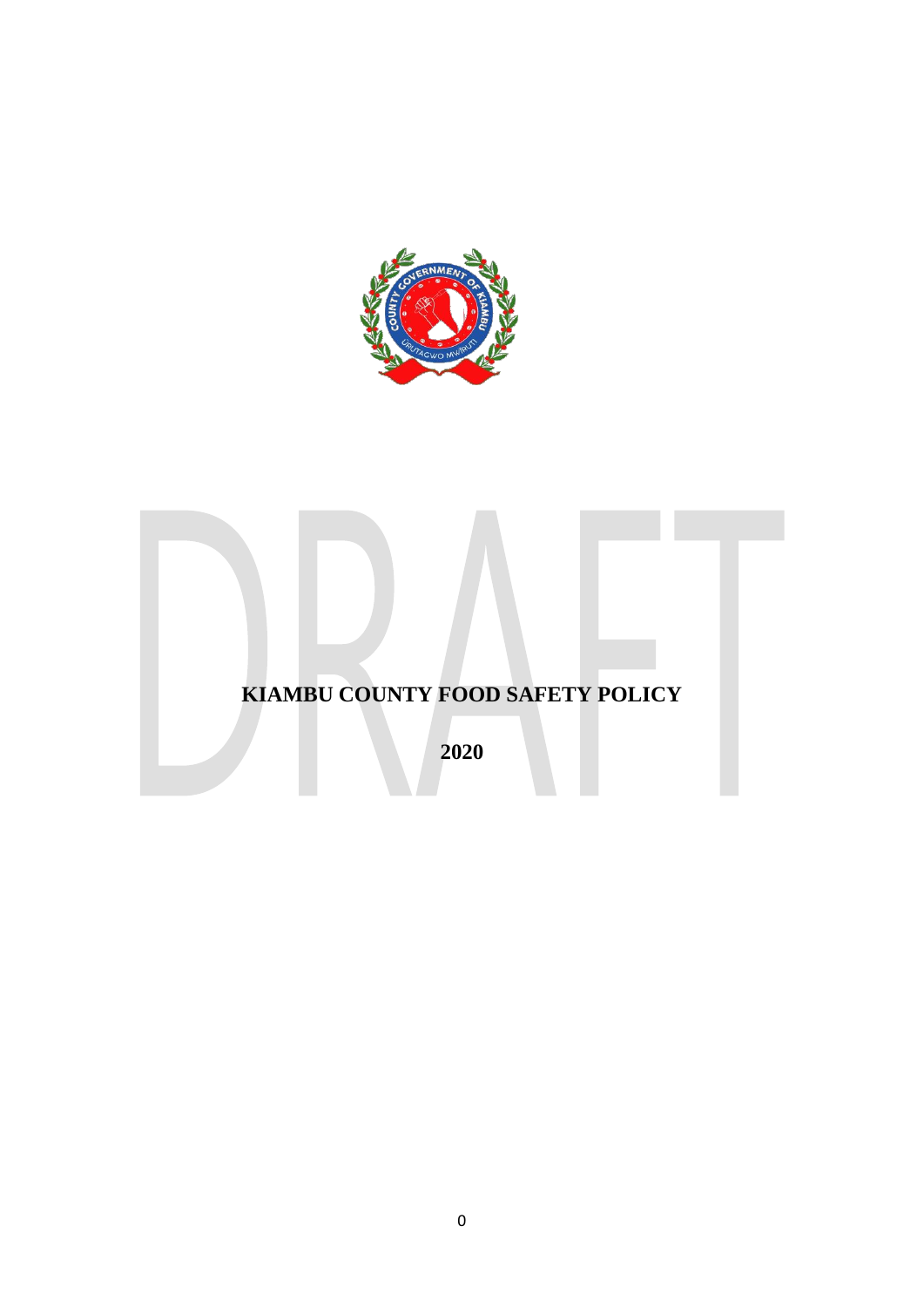# KIAMBU COUNTY FOOD SAFETY POLICY

**2020**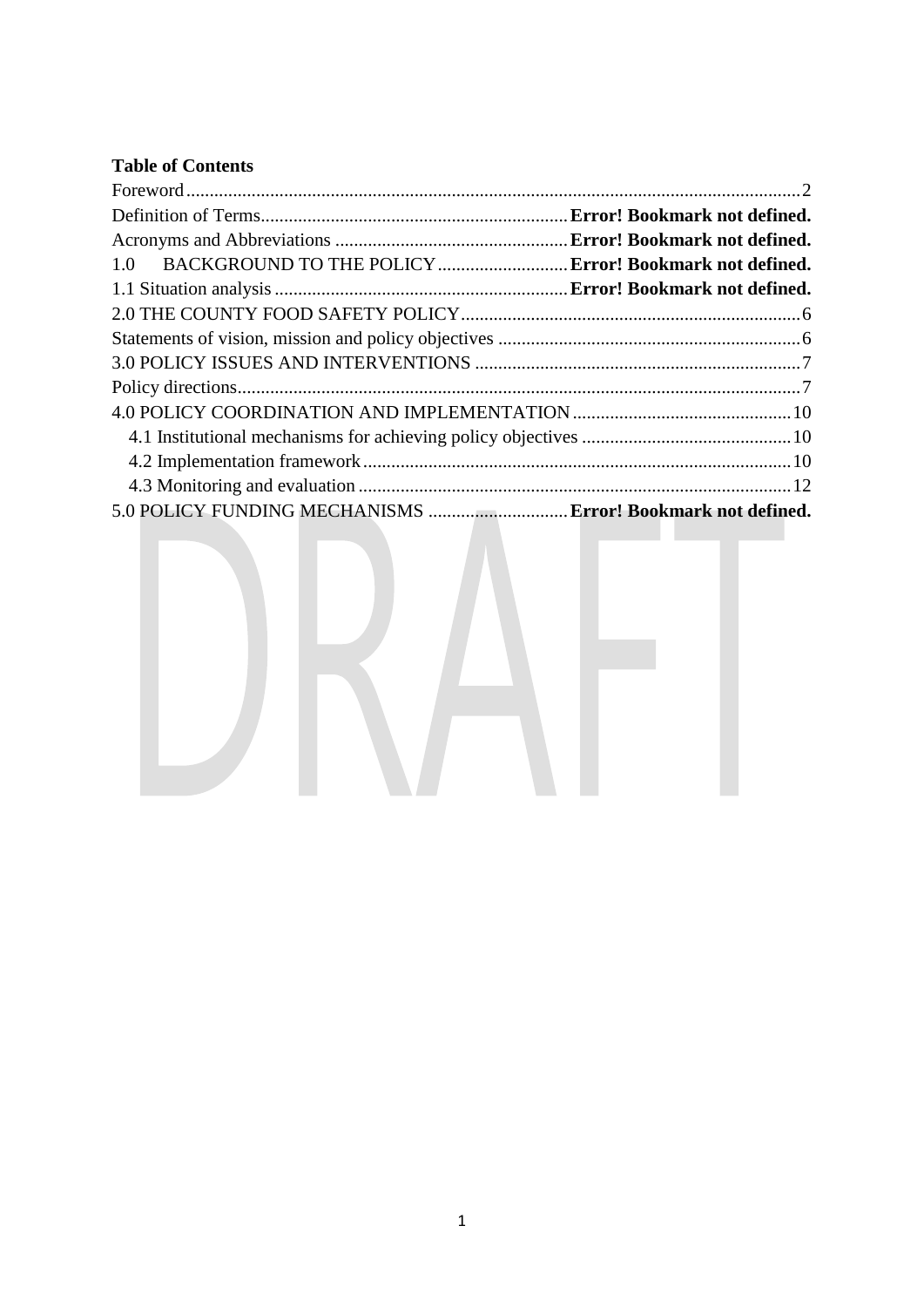**Table of Contents**

Foreword....................................................................................................................................2
Definition of Terms.................................................................. **Error! Bookmark not defined.**
Acronyms and Abbreviations .................................................. **Error! Bookmark not defined.**
1.0 BACKGROUND TO THE POLICY............................ **Error! Bookmark not defined.**
1.1 Situation analysis ............................................................... **Error! Bookmark not defined.**
2.0 THE COUNTY FOOD SAFETY POLICY.........................................................................6
Statements of vision, mission and policy objectives .................................................................6
3.0 POLICY ISSUES AND INTERVENTIONS ......................................................................7
Policy directions.........................................................................................................................7
4.0 POLICY COORDINATION AND IMPLEMENTATION...............................................10
4.1 Institutional mechanisms for achieving policy objectives .............................................10
4.2 Implementation framework............................................................................................10
4.3 Monitoring and evaluation .............................................................................................12
5.0 POLICY FUNDING MECHANISMS .............................. **Error! Bookmark not defined.**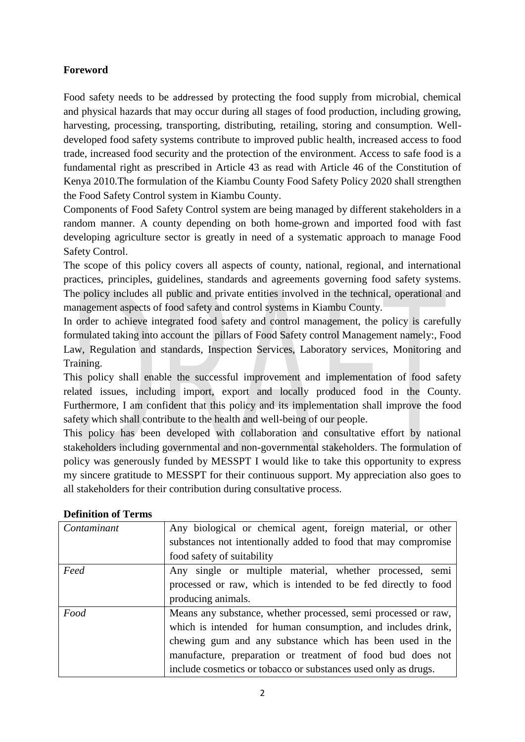**Foreword**

Food safety needs to be addressed by protecting the food supply from microbial, chemical and physical hazards that may occur during all stages of food production, including growing, harvesting, processing, transporting, distributing, retailing, storing and consumption. Well-developed food safety systems contribute to improved public health, increased access to food trade, increased food security and the protection of the environment. Access to safe food is a fundamental right as prescribed in Article 43 as read with Article 46 of the Constitution of Kenya 2010.The formulation of the Kiambu County Food Safety Policy 2020 shall strengthen the Food Safety Control system in Kiambu County.

Components of Food Safety Control system are being managed by different stakeholders in a random manner. A county depending on both home-grown and imported food with fast developing agriculture sector is greatly in need of a systematic approach to manage Food Safety Control.

The scope of this policy covers all aspects of county, national, regional, and international practices, principles, guidelines, standards and agreements governing food safety systems. The policy includes all public and private entities involved in the technical, operational and management aspects of food safety and control systems in Kiambu County.

In order to achieve integrated food safety and control management, the policy is carefully formulated taking into account the pillars of Food Safety control Management namely:, Food Law, Regulation and standards, Inspection Services, Laboratory services, Monitoring and Training.

This policy shall enable the successful improvement and implementation of food safety related issues, including import, export and locally produced food in the County. Furthermore, I am confident that this policy and its implementation shall improve the food safety which shall contribute to the health and well-being of our people.

This policy has been developed with collaboration and consultative effort by national stakeholders including governmental and non-governmental stakeholders. The formulation of policy was generously funded by MESSPT I would like to take this opportunity to express my sincere gratitude to MESSPT for their continuous support. My appreciation also goes to all stakeholders for their contribution during consultative process.

**Definition of Terms**

| | |
|---|---|
| *Contaminant* | Any biological or chemical agent, foreign material, or other substances not intentionally added to food that may compromise food safety of suitability |
| *Feed* | Any single or multiple material, whether processed, semi processed or raw, which is intended to be fed directly to food producing animals. |
| *Food* | Means any substance, whether processed, semi processed or raw, which is intended for human consumption, and includes drink, chewing gum and any substance which has been used in the manufacture, preparation or treatment of food bud does not include cosmetics or tobacco or substances used only as drugs. |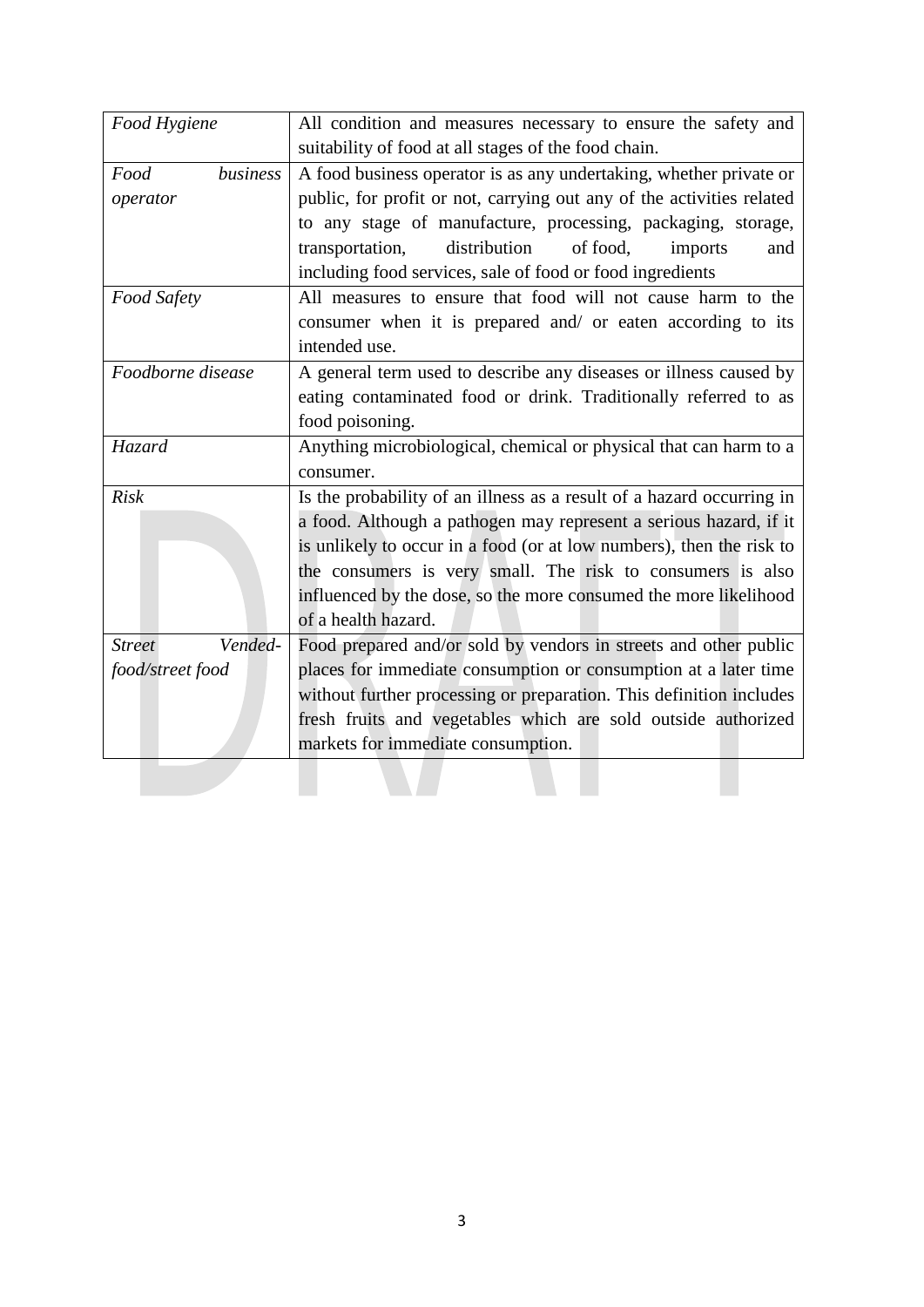| *Food Hygiene* | All condition and measures necessary to ensure the safety and suitability of food at all stages of the food chain. |
|---|---|
| *Food business operator* | A food business operator is as any undertaking, whether private or public, for profit or not, carrying out any of the activities related to any stage of manufacture, processing, packaging, storage, transportation, distribution of food, imports and including food services, sale of food or food ingredients |
| *Food Safety* | All measures to ensure that food will not cause harm to the consumer when it is prepared and/ or eaten according to its intended use. |
| *Foodborne disease* | A general term used to describe any diseases or illness caused by eating contaminated food or drink. Traditionally referred to as food poisoning. |
| *Hazard* | Anything microbiological, chemical or physical that can harm to a consumer. |
| *Risk* | Is the probability of an illness as a result of a hazard occurring in a food. Although a pathogen may represent a serious hazard, if it is unlikely to occur in a food (or at low numbers), then the risk to the consumers is very small. The risk to consumers is also influenced by the dose, so the more consumed the more likelihood of a health hazard. |
| *Street Vended-food/street food* | Food prepared and/or sold by vendors in streets and other public places for immediate consumption or consumption at a later time without further processing or preparation. This definition includes fresh fruits and vegetables which are sold outside authorized markets for immediate consumption. |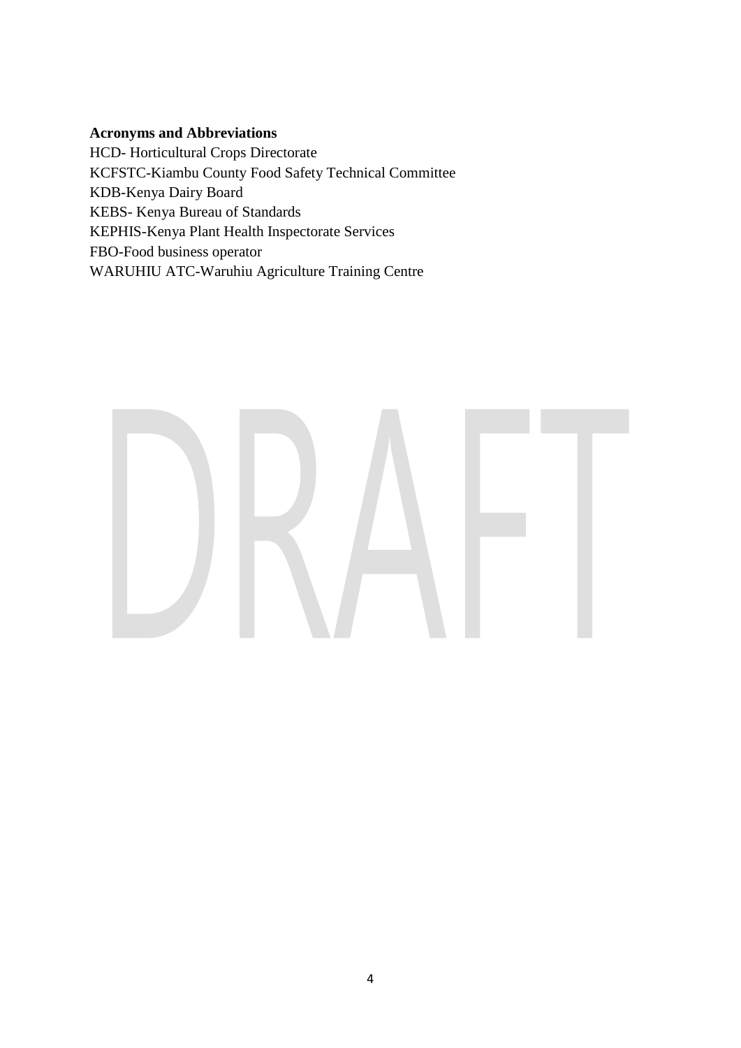**Acronyms and Abbreviations**

HCD- Horticultural Crops Directorate  
KCFSTC-Kiambu County Food Safety Technical Committee  
KDB-Kenya Dairy Board  
KEBS- Kenya Bureau of Standards  
KEPHIS-Kenya Plant Health Inspectorate Services  
FBO-Food business operator  
WARUHIU ATC-Waruhiu Agriculture Training Centre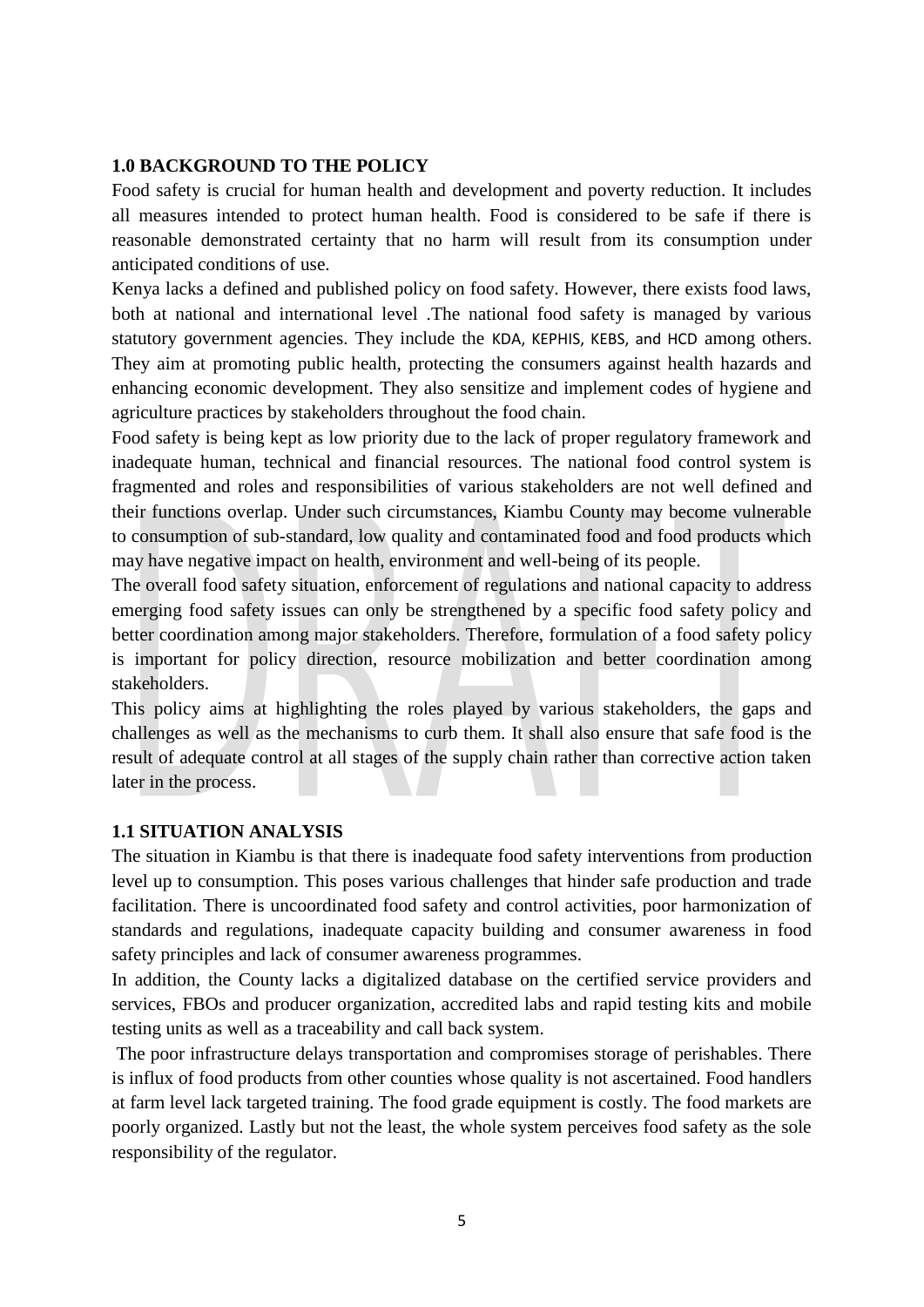## 1.0 BACKGROUND TO THE POLICY

Food safety is crucial for human health and development and poverty reduction. It includes all measures intended to protect human health. Food is considered to be safe if there is reasonable demonstrated certainty that no harm will result from its consumption under anticipated conditions of use.

Kenya lacks a defined and published policy on food safety. However, there exists food laws, both at national and international level .The national food safety is managed by various statutory government agencies. They include the KDA, KEPHIS, KEBS, and HCD among others. They aim at promoting public health, protecting the consumers against health hazards and enhancing economic development. They also sensitize and implement codes of hygiene and agriculture practices by stakeholders throughout the food chain.

Food safety is being kept as low priority due to the lack of proper regulatory framework and inadequate human, technical and financial resources. The national food control system is fragmented and roles and responsibilities of various stakeholders are not well defined and their functions overlap. Under such circumstances, Kiambu County may become vulnerable to consumption of sub-standard, low quality and contaminated food and food products which may have negative impact on health, environment and well-being of its people.

The overall food safety situation, enforcement of regulations and national capacity to address emerging food safety issues can only be strengthened by a specific food safety policy and better coordination among major stakeholders. Therefore, formulation of a food safety policy is important for policy direction, resource mobilization and better coordination among stakeholders.

This policy aims at highlighting the roles played by various stakeholders, the gaps and challenges as well as the mechanisms to curb them. It shall also ensure that safe food is the result of adequate control at all stages of the supply chain rather than corrective action taken later in the process.

## 1.1 SITUATION ANALYSIS

The situation in Kiambu is that there is inadequate food safety interventions from production level up to consumption. This poses various challenges that hinder safe production and trade facilitation. There is uncoordinated food safety and control activities, poor harmonization of standards and regulations, inadequate capacity building and consumer awareness in food safety principles and lack of consumer awareness programmes.

In addition, the County lacks a digitalized database on the certified service providers and services, FBOs and producer organization, accredited labs and rapid testing kits and mobile testing units as well as a traceability and call back system.

The poor infrastructure delays transportation and compromises storage of perishables. There is influx of food products from other counties whose quality is not ascertained. Food handlers at farm level lack targeted training. The food grade equipment is costly. The food markets are poorly organized. Lastly but not the least, the whole system perceives food safety as the sole responsibility of the regulator.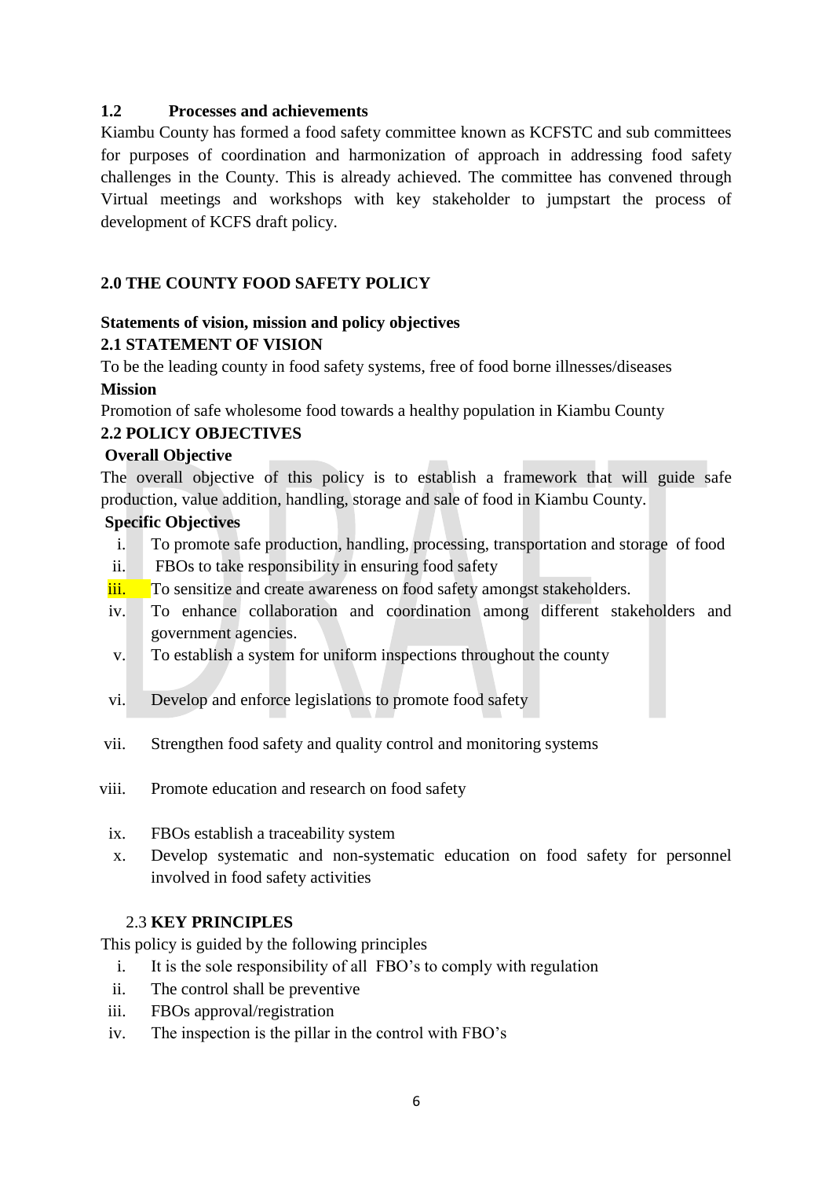## 1.2 Processes and achievements

Kiambu County has formed a food safety committee known as KCFSTC and sub committees for purposes of coordination and harmonization of approach in addressing food safety challenges in the County. This is already achieved. The committee has convened through Virtual meetings and workshops with key stakeholder to jumpstart the process of development of KCFS draft policy.

# 2.0 THE COUNTY FOOD SAFETY POLICY

**Statements of vision, mission and policy objectives**

## 2.1 STATEMENT OF VISION

To be the leading county in food safety systems, free of food borne illnesses/diseases

**Mission**

Promotion of safe wholesome food towards a healthy population in Kiambu County

## 2.2 POLICY OBJECTIVES

**Overall Objective**

The overall objective of this policy is to establish a framework that will guide safe production, value addition, handling, storage and sale of food in Kiambu County.

**Specific Objectives**

i. To promote safe production, handling, processing, transportation and storage of food
ii. FBOs to take responsibility in ensuring food safety
iii. To sensitize and create awareness on food safety amongst stakeholders.
iv. To enhance collaboration and coordination among different stakeholders and government agencies.
v. To establish a system for uniform inspections throughout the county
vi. Develop and enforce legislations to promote food safety
vii. Strengthen food safety and quality control and monitoring systems
viii. Promote education and research on food safety
ix. FBOs establish a traceability system
x. Develop systematic and non-systematic education on food safety for personnel involved in food safety activities

## 2.3 KEY PRINCIPLES

This policy is guided by the following principles

i. It is the sole responsibility of all FBO's to comply with regulation
ii. The control shall be preventive
iii. FBOs approval/registration
iv. The inspection is the pillar in the control with FBO's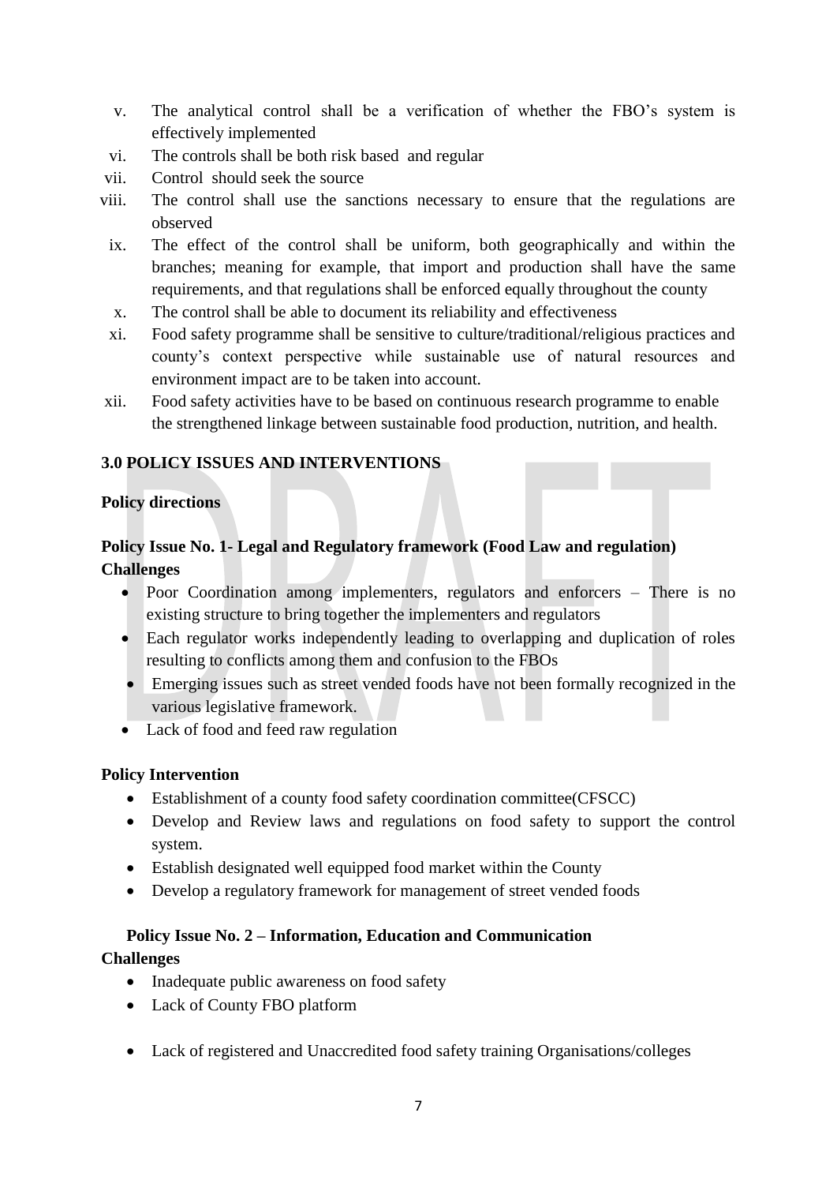v. The analytical control shall be a verification of whether the FBO's system is effectively implemented
vi. The controls shall be both risk based and regular
vii. Control should seek the source
viii. The control shall use the sanctions necessary to ensure that the regulations are observed
ix. The effect of the control shall be uniform, both geographically and within the branches; meaning for example, that import and production shall have the same requirements, and that regulations shall be enforced equally throughout the county
x. The control shall be able to document its reliability and effectiveness
xi. Food safety programme shall be sensitive to culture/traditional/religious practices and county's context perspective while sustainable use of natural resources and environment impact are to be taken into account.
xii. Food safety activities have to be based on continuous research programme to enable the strengthened linkage between sustainable food production, nutrition, and health.

## 3.0 POLICY ISSUES AND INTERVENTIONS

**Policy directions**

**Policy Issue No. 1- Legal and Regulatory framework (Food Law and regulation)**

**Challenges**

- Poor Coordination among implementers, regulators and enforcers – There is no existing structure to bring together the implementers and regulators
- Each regulator works independently leading to overlapping and duplication of roles resulting to conflicts among them and confusion to the FBOs
- Emerging issues such as street vended foods have not been formally recognized in the various legislative framework.
- Lack of food and feed raw regulation

**Policy Intervention**

- Establishment of a county food safety coordination committee(CFSCC)
- Develop and Review laws and regulations on food safety to support the control system.
- Establish designated well equipped food market within the County
- Develop a regulatory framework for management of street vended foods

**Policy Issue No. 2 – Information, Education and Communication**

**Challenges**

- Inadequate public awareness on food safety
- Lack of County FBO platform
- Lack of registered and Unaccredited food safety training Organisations/colleges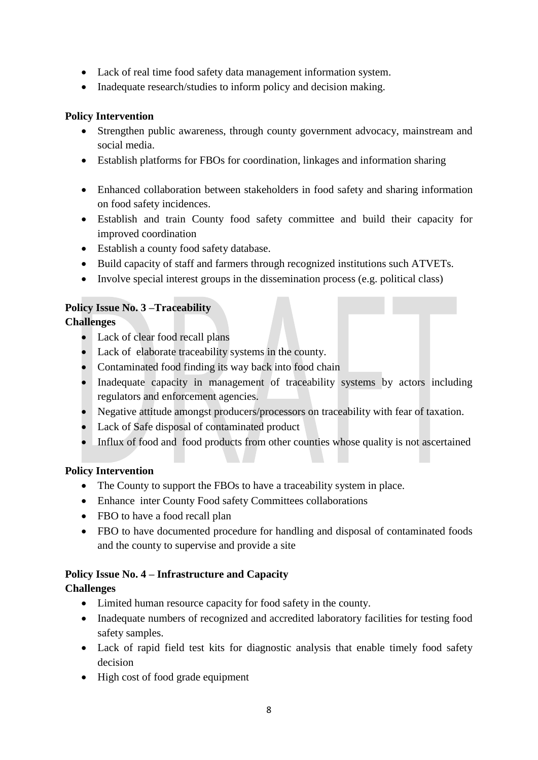- Lack of real time food safety data management information system.
- Inadequate research/studies to inform policy and decision making.

**Policy Intervention**

- Strengthen public awareness, through county government advocacy, mainstream and social media.
- Establish platforms for FBOs for coordination, linkages and information sharing
- Enhanced collaboration between stakeholders in food safety and sharing information on food safety incidences.
- Establish and train County food safety committee and build their capacity for improved coordination
- Establish a county food safety database.
- Build capacity of staff and farmers through recognized institutions such ATVETs.
- Involve special interest groups in the dissemination process (e.g. political class)

**Policy Issue No. 3 –Traceability**

**Challenges**

- Lack of clear food recall plans
- Lack of elaborate traceability systems in the county.
- Contaminated food finding its way back into food chain
- Inadequate capacity in management of traceability systems by actors including regulators and enforcement agencies.
- Negative attitude amongst producers/processors on traceability with fear of taxation.
- Lack of Safe disposal of contaminated product
- Influx of food and food products from other counties whose quality is not ascertained

**Policy Intervention**

- The County to support the FBOs to have a traceability system in place.
- Enhance inter County Food safety Committees collaborations
- FBO to have a food recall plan
- FBO to have documented procedure for handling and disposal of contaminated foods and the county to supervise and provide a site

**Policy Issue No. 4 – Infrastructure and Capacity**

**Challenges**

- Limited human resource capacity for food safety in the county.
- Inadequate numbers of recognized and accredited laboratory facilities for testing food safety samples.
- Lack of rapid field test kits for diagnostic analysis that enable timely food safety decision
- High cost of food grade equipment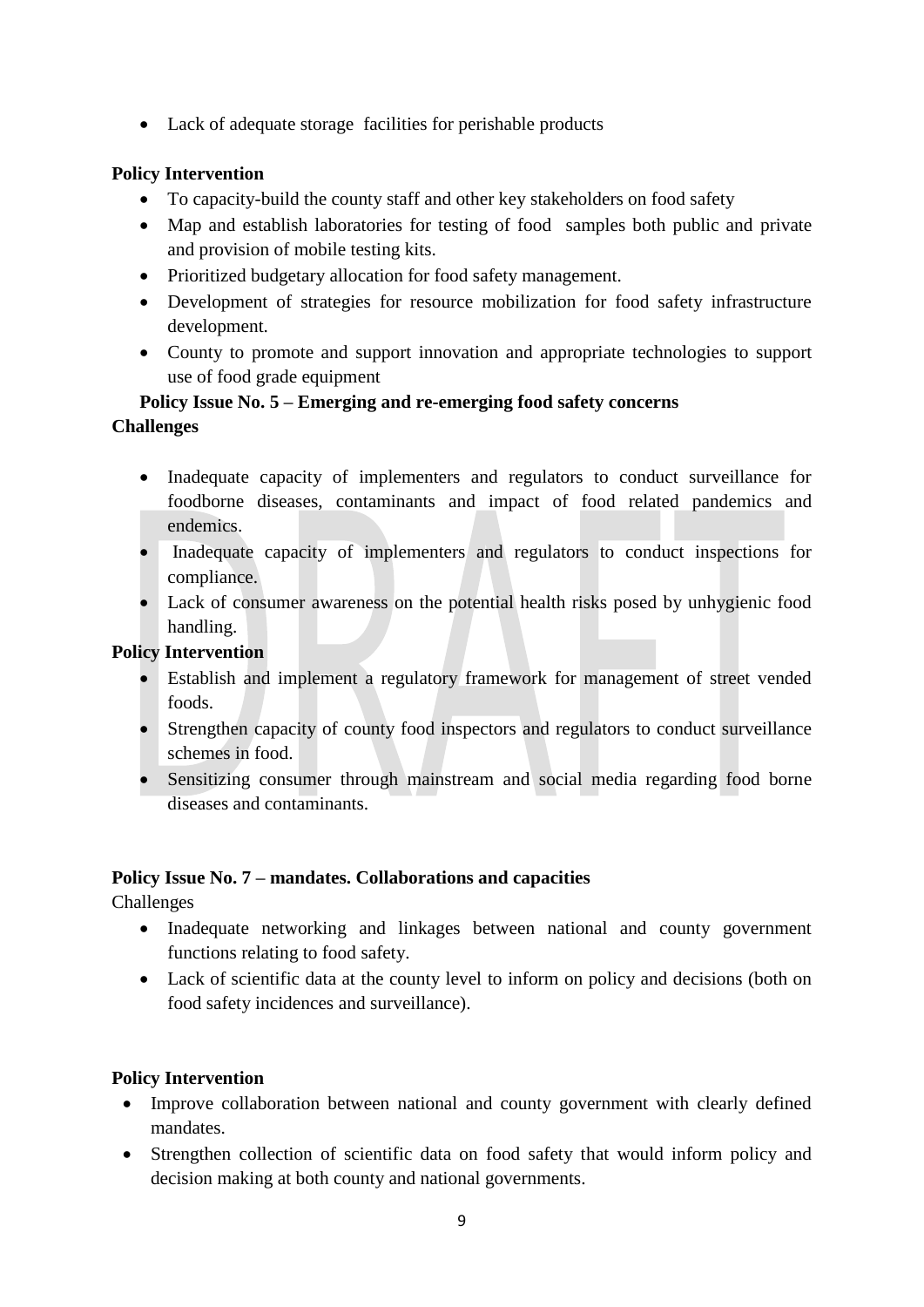- Lack of adequate storage facilities for perishable products

**Policy Intervention**

- To capacity-build the county staff and other key stakeholders on food safety
- Map and establish laboratories for testing of food samples both public and private and provision of mobile testing kits.
- Prioritized budgetary allocation for food safety management.
- Development of strategies for resource mobilization for food safety infrastructure development.
- County to promote and support innovation and appropriate technologies to support use of food grade equipment

**Policy Issue No. 5 – Emerging and re-emerging food safety concerns**

**Challenges**

- Inadequate capacity of implementers and regulators to conduct surveillance for foodborne diseases, contaminants and impact of food related pandemics and endemics.
- Inadequate capacity of implementers and regulators to conduct inspections for compliance.
- Lack of consumer awareness on the potential health risks posed by unhygienic food handling.

**Policy Intervention**

- Establish and implement a regulatory framework for management of street vended foods.
- Strengthen capacity of county food inspectors and regulators to conduct surveillance schemes in food.
- Sensitizing consumer through mainstream and social media regarding food borne diseases and contaminants.

**Policy Issue No. 7 – mandates. Collaborations and capacities**

Challenges

- Inadequate networking and linkages between national and county government functions relating to food safety.
- Lack of scientific data at the county level to inform on policy and decisions (both on food safety incidences and surveillance).

**Policy Intervention**

- Improve collaboration between national and county government with clearly defined mandates.
- Strengthen collection of scientific data on food safety that would inform policy and decision making at both county and national governments.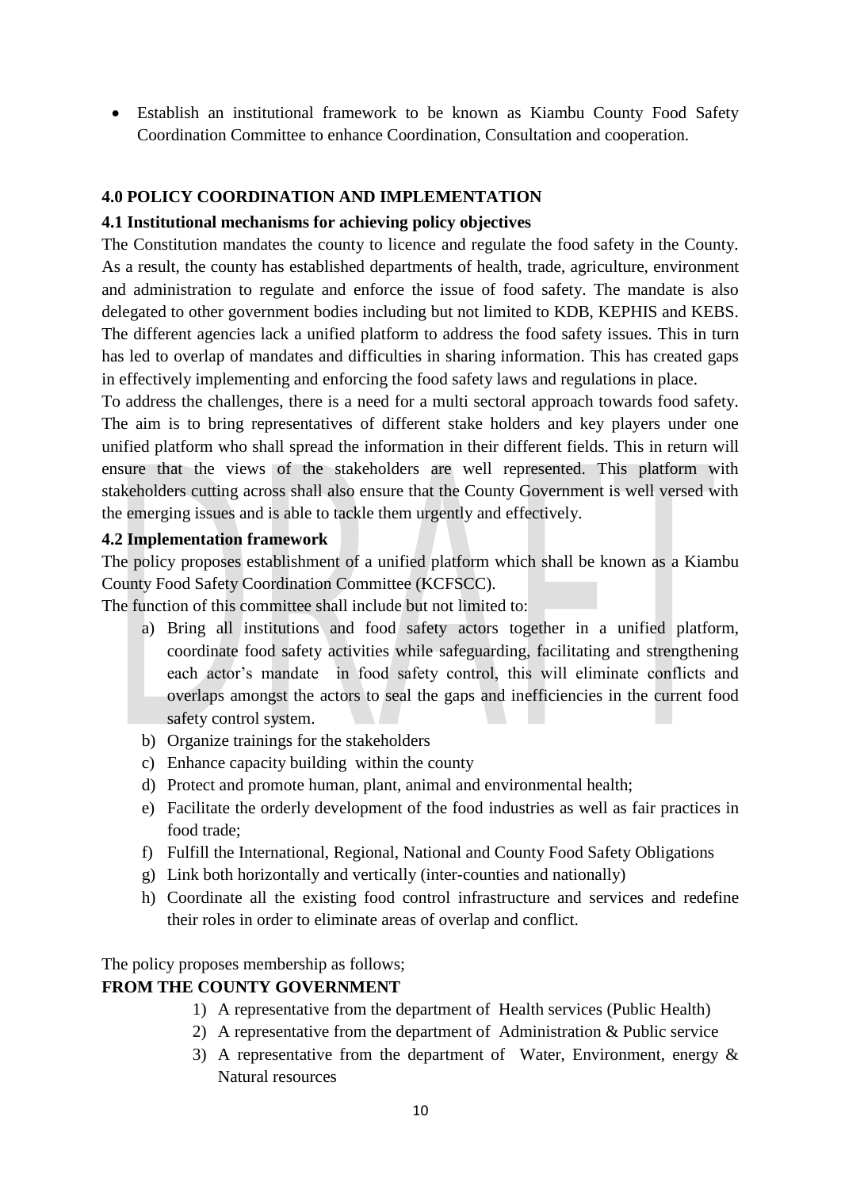- Establish an institutional framework to be known as Kiambu County Food Safety Coordination Committee to enhance Coordination, Consultation and cooperation.

## 4.0 POLICY COORDINATION AND IMPLEMENTATION

### 4.1 Institutional mechanisms for achieving policy objectives

The Constitution mandates the county to licence and regulate the food safety in the County. As a result, the county has established departments of health, trade, agriculture, environment and administration to regulate and enforce the issue of food safety. The mandate is also delegated to other government bodies including but not limited to KDB, KEPHIS and KEBS. The different agencies lack a unified platform to address the food safety issues. This in turn has led to overlap of mandates and difficulties in sharing information. This has created gaps in effectively implementing and enforcing the food safety laws and regulations in place.

To address the challenges, there is a need for a multi sectoral approach towards food safety. The aim is to bring representatives of different stake holders and key players under one unified platform who shall spread the information in their different fields. This in return will ensure that the views of the stakeholders are well represented. This platform with stakeholders cutting across shall also ensure that the County Government is well versed with the emerging issues and is able to tackle them urgently and effectively.

### 4.2 Implementation framework

The policy proposes establishment of a unified platform which shall be known as a Kiambu County Food Safety Coordination Committee (KCFSCC).

The function of this committee shall include but not limited to:

a) Bring all institutions and food safety actors together in a unified platform, coordinate food safety activities while safeguarding, facilitating and strengthening each actor's mandate in food safety control, this will eliminate conflicts and overlaps amongst the actors to seal the gaps and inefficiencies in the current food safety control system.
b) Organize trainings for the stakeholders
c) Enhance capacity building within the county
d) Protect and promote human, plant, animal and environmental health;
e) Facilitate the orderly development of the food industries as well as fair practices in food trade;
f) Fulfill the International, Regional, National and County Food Safety Obligations
g) Link both horizontally and vertically (inter-counties and nationally)
h) Coordinate all the existing food control infrastructure and services and redefine their roles in order to eliminate areas of overlap and conflict.

The policy proposes membership as follows;

**FROM THE COUNTY GOVERNMENT**

1) A representative from the department of Health services (Public Health)
2) A representative from the department of Administration & Public service
3) A representative from the department of Water, Environment, energy & Natural resources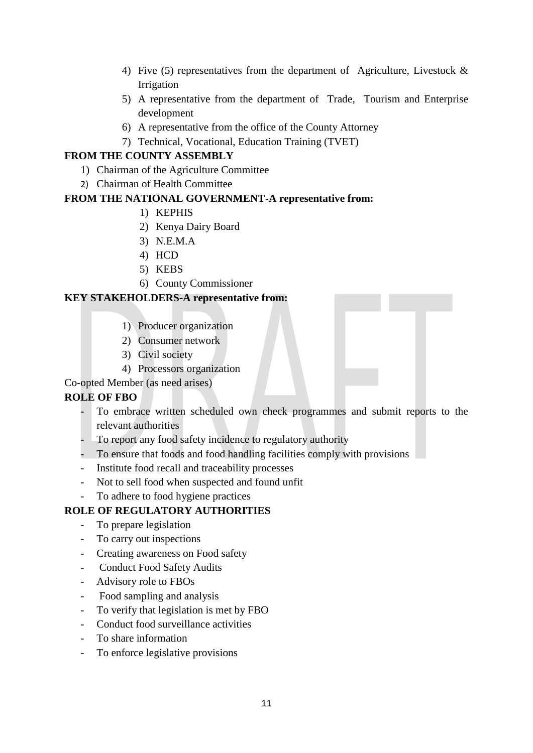4) Five (5) representatives from the department of Agriculture, Livestock & Irrigation
5) A representative from the department of Trade, Tourism and Enterprise development
6) A representative from the office of the County Attorney
7) Technical, Vocational, Education Training (TVET)

**FROM THE COUNTY ASSEMBLY**

1) Chairman of the Agriculture Committee
2) Chairman of Health Committee

**FROM THE NATIONAL GOVERNMENT-A representative from:**

1) KEPHIS
2) Kenya Dairy Board
3) N.E.M.A
4) HCD
5) KEBS
6) County Commissioner

**KEY STAKEHOLDERS-A representative from:**

1) Producer organization
2) Consumer network
3) Civil society
4) Processors organization

Co-opted Member (as need arises)

**ROLE OF FBO**

- To embrace written scheduled own check programmes and submit reports to the relevant authorities
- To report any food safety incidence to regulatory authority
- To ensure that foods and food handling facilities comply with provisions
- Institute food recall and traceability processes
- Not to sell food when suspected and found unfit
- To adhere to food hygiene practices

**ROLE OF REGULATORY AUTHORITIES**

- To prepare legislation
- To carry out inspections
- Creating awareness on Food safety
- Conduct Food Safety Audits
- Advisory role to FBOs
- Food sampling and analysis
- To verify that legislation is met by FBO
- Conduct food surveillance activities
- To share information
- To enforce legislative provisions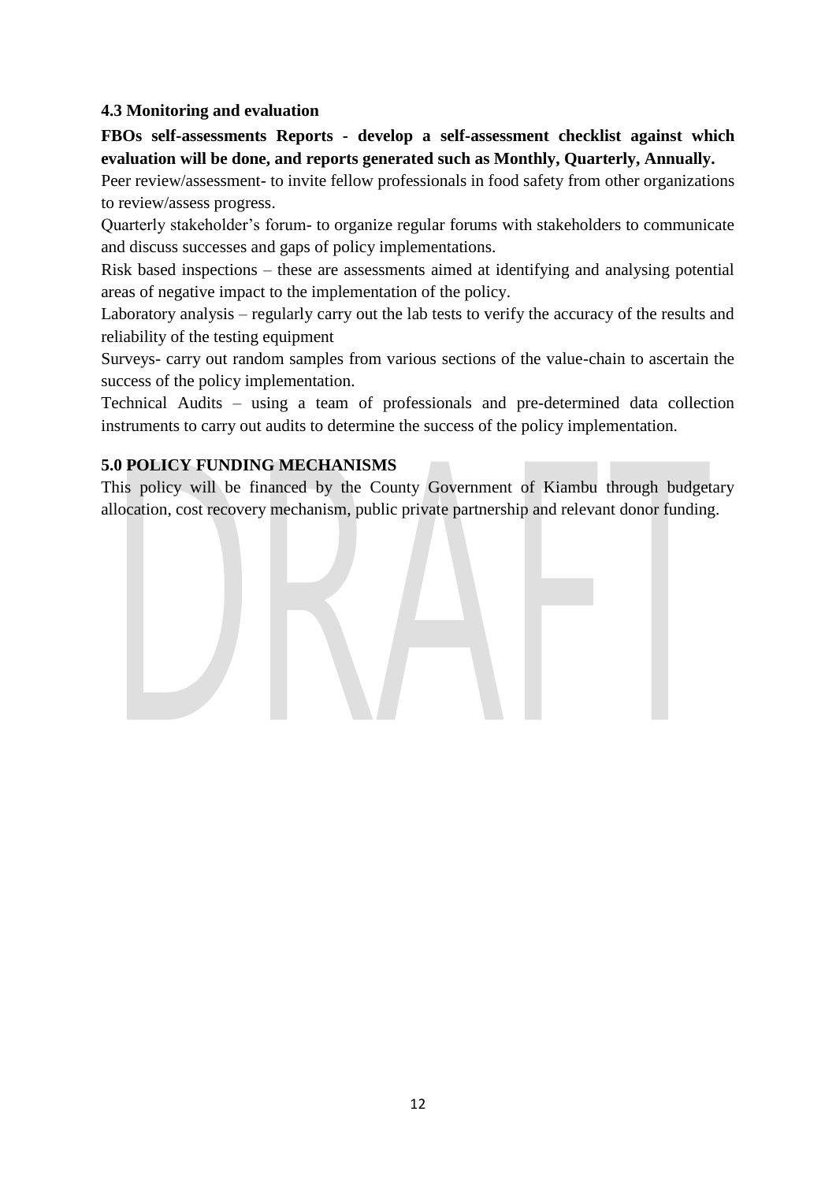### 4.3 Monitoring and evaluation

**FBOs self-assessments Reports - develop a self-assessment checklist against which evaluation will be done, and reports generated such as Monthly, Quarterly, Annually.**

Peer review/assessment- to invite fellow professionals in food safety from other organizations to review/assess progress.

Quarterly stakeholder's forum- to organize regular forums with stakeholders to communicate and discuss successes and gaps of policy implementations.

Risk based inspections – these are assessments aimed at identifying and analysing potential areas of negative impact to the implementation of the policy.

Laboratory analysis – regularly carry out the lab tests to verify the accuracy of the results and reliability of the testing equipment

Surveys- carry out random samples from various sections of the value-chain to ascertain the success of the policy implementation.

Technical Audits – using a team of professionals and pre-determined data collection instruments to carry out audits to determine the success of the policy implementation.

## 5.0 POLICY FUNDING MECHANISMS

This policy will be financed by the County Government of Kiambu through budgetary allocation, cost recovery mechanism, public private partnership and relevant donor funding.